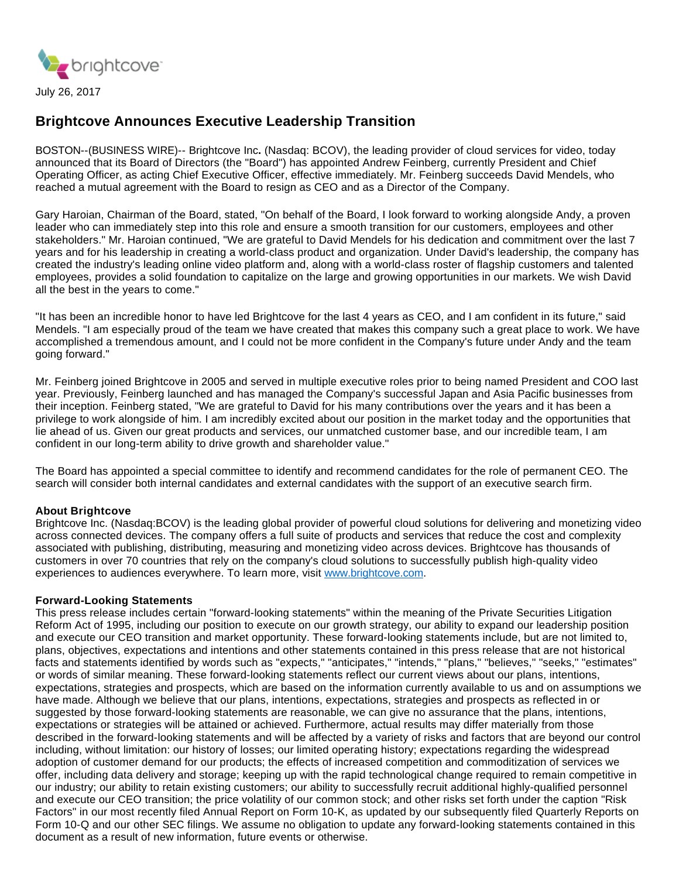July 26, 2017

# Brightcove Announces Executive Leadership Transition

BOSTON--(BUSINESS WIRE)-- Brightcove Inc**.** (Nasdaq: BCOV), the leading provider of cloud services for video, today announced that its Board of Directors (the "Board") has appointed Andrew Feinberg, currently President and Chief Operating Officer, as acting Chief Executive Officer, effective immediately. Mr. Feinberg succeeds David Mendels, who reached a mutual agreement with the Board to resign as CEO and as a Director of the Company.

Gary Haroian, Chairman of the Board, stated, "On behalf of the Board, I look forward to working alongside Andy, a proven leader who can immediately step into this role and ensure a smooth transition for our customers, employees and other stakeholders." Mr. Haroian continued, "We are grateful to David Mendels for his dedication and commitment over the last 7 years and for his leadership in creating a world-class product and organization. Under David's leadership, the company has created the industry's leading online video platform and, along with a world-class roster of flagship customers and talented employees, provides a solid foundation to capitalize on the large and growing opportunities in our markets. We wish David all the best in the years to come."

"It has been an incredible honor to have led Brightcove for the last 4 years as CEO, and I am confident in its future," said Mendels. "I am especially proud of the team we have created that makes this company such a great place to work. We have accomplished a tremendous amount, and I could not be more confident in the Company's future under Andy and the team going forward."

Mr. Feinberg joined Brightcove in 2005 and served in multiple executive roles prior to being named President and COO last year. Previously, Feinberg launched and has managed the Company's successful Japan and Asia Pacific businesses from their inception. Feinberg stated, "We are grateful to David for his many contributions over the years and it has been a privilege to work alongside of him. I am incredibly excited about our position in the market today and the opportunities that lie ahead of us. Given our great products and services, our unmatched customer base, and our incredible team, I am confident in our long-term ability to drive growth and shareholder value."

The Board has appointed a special committee to identify and recommend candidates for the role of permanent CEO. The search will consider both internal candidates and external candidates with the support of an executive search firm.

**About Brightcove**
Brightcove Inc. (Nasdaq:BCOV) is the leading global provider of powerful cloud solutions for delivering and monetizing video across connected devices. The company offers a full suite of products and services that reduce the cost and complexity associated with publishing, distributing, measuring and monetizing video across devices. Brightcove has thousands of customers in over 70 countries that rely on the company's cloud solutions to successfully publish high-quality video experiences to audiences everywhere. To learn more, visit www.brightcove.com.

**Forward-Looking Statements**
This press release includes certain "forward-looking statements" within the meaning of the Private Securities Litigation Reform Act of 1995, including our position to execute on our growth strategy, our ability to expand our leadership position and execute our CEO transition and market opportunity. These forward-looking statements include, but are not limited to, plans, objectives, expectations and intentions and other statements contained in this press release that are not historical facts and statements identified by words such as "expects," "anticipates," "intends," "plans," "believes," "seeks," "estimates" or words of similar meaning. These forward-looking statements reflect our current views about our plans, intentions, expectations, strategies and prospects, which are based on the information currently available to us and on assumptions we have made. Although we believe that our plans, intentions, expectations, strategies and prospects as reflected in or suggested by those forward-looking statements are reasonable, we can give no assurance that the plans, intentions, expectations or strategies will be attained or achieved. Furthermore, actual results may differ materially from those described in the forward-looking statements and will be affected by a variety of risks and factors that are beyond our control including, without limitation: our history of losses; our limited operating history; expectations regarding the widespread adoption of customer demand for our products; the effects of increased competition and commoditization of services we offer, including data delivery and storage; keeping up with the rapid technological change required to remain competitive in our industry; our ability to retain existing customers; our ability to successfully recruit additional highly-qualified personnel and execute our CEO transition; the price volatility of our common stock; and other risks set forth under the caption "Risk Factors" in our most recently filed Annual Report on Form 10-K, as updated by our subsequently filed Quarterly Reports on Form 10-Q and our other SEC filings. We assume no obligation to update any forward-looking statements contained in this document as a result of new information, future events or otherwise.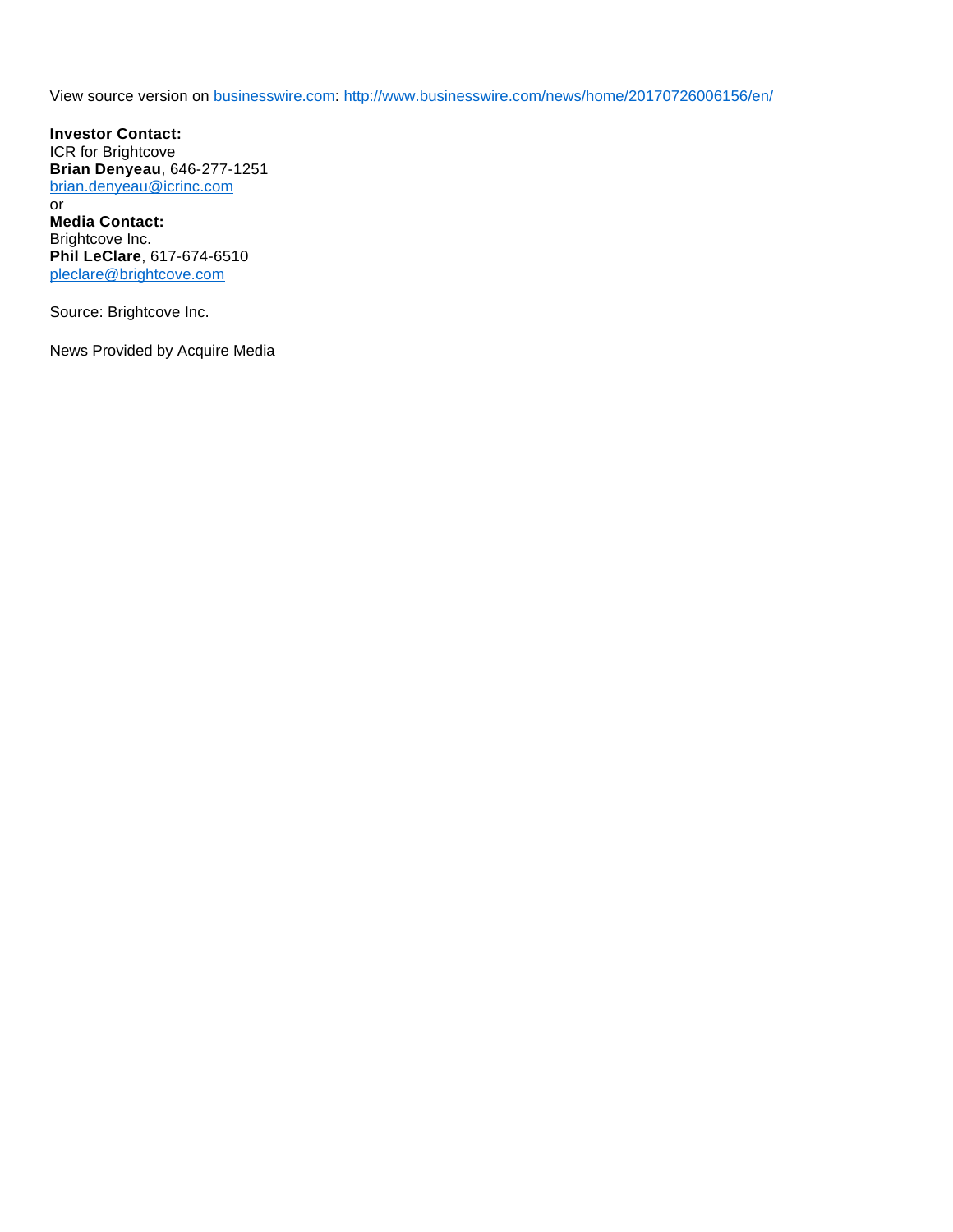View source version on [businesswire.com](http://businesswire.com): [http://www.businesswire.com/news/home/20170726006156/en/](http://www.businesswire.com/news/home/20170726006156/en/)

**Investor Contact:**
ICR for Brightcove
**Brian Denyeau**, 646-277-1251
[brian.denyeau@icrinc.com](mailto:brian.denyeau@icrinc.com)
or
**Media Contact:**
Brightcove Inc.
**Phil LeClare**, 617-674-6510
[pleclare@brightcove.com](mailto:pleclare@brightcove.com)

Source: Brightcove Inc.

News Provided by Acquire Media